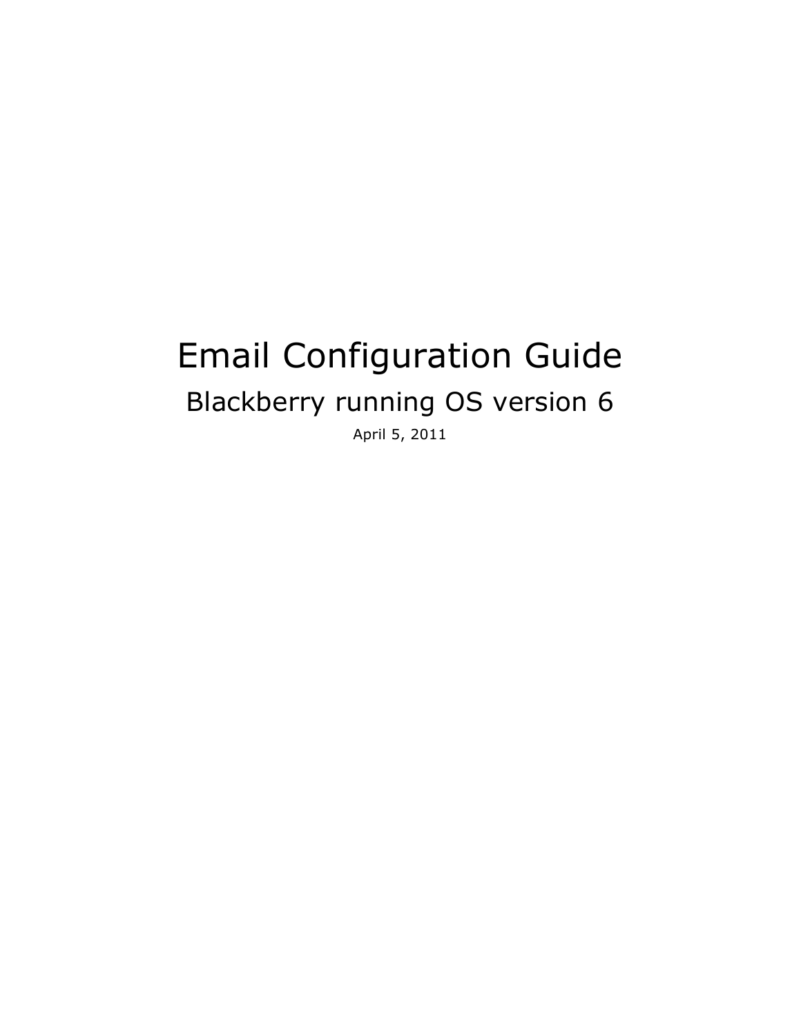# Email Configuration Guide

## Blackberry running OS version 6

April 5, 2011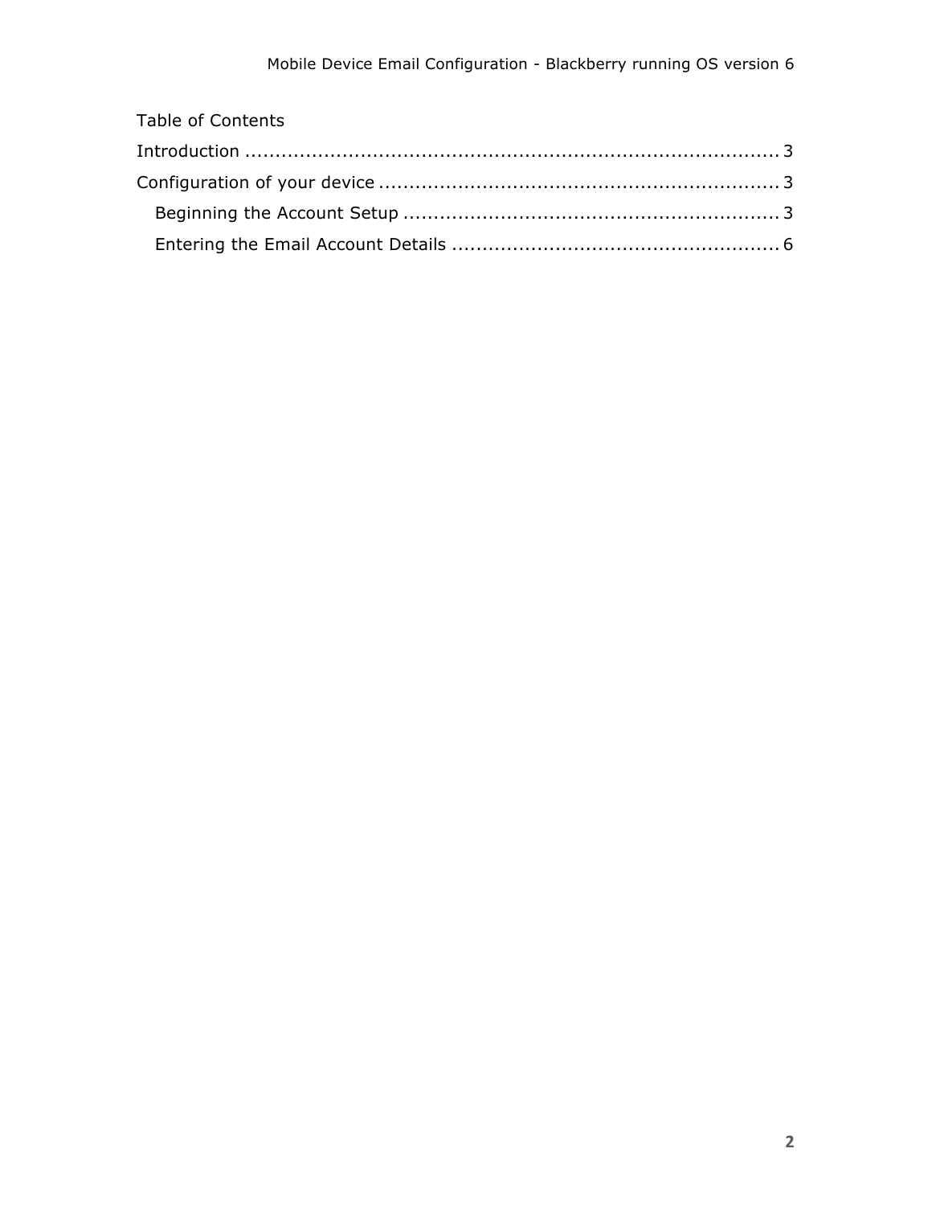Table of Contents

Introduction ........................................................................................ 3

Configuration of your device ................................................................. 3

   Beginning the Account Setup ............................................................. 3

   Entering the Email Account Details ..................................................... 6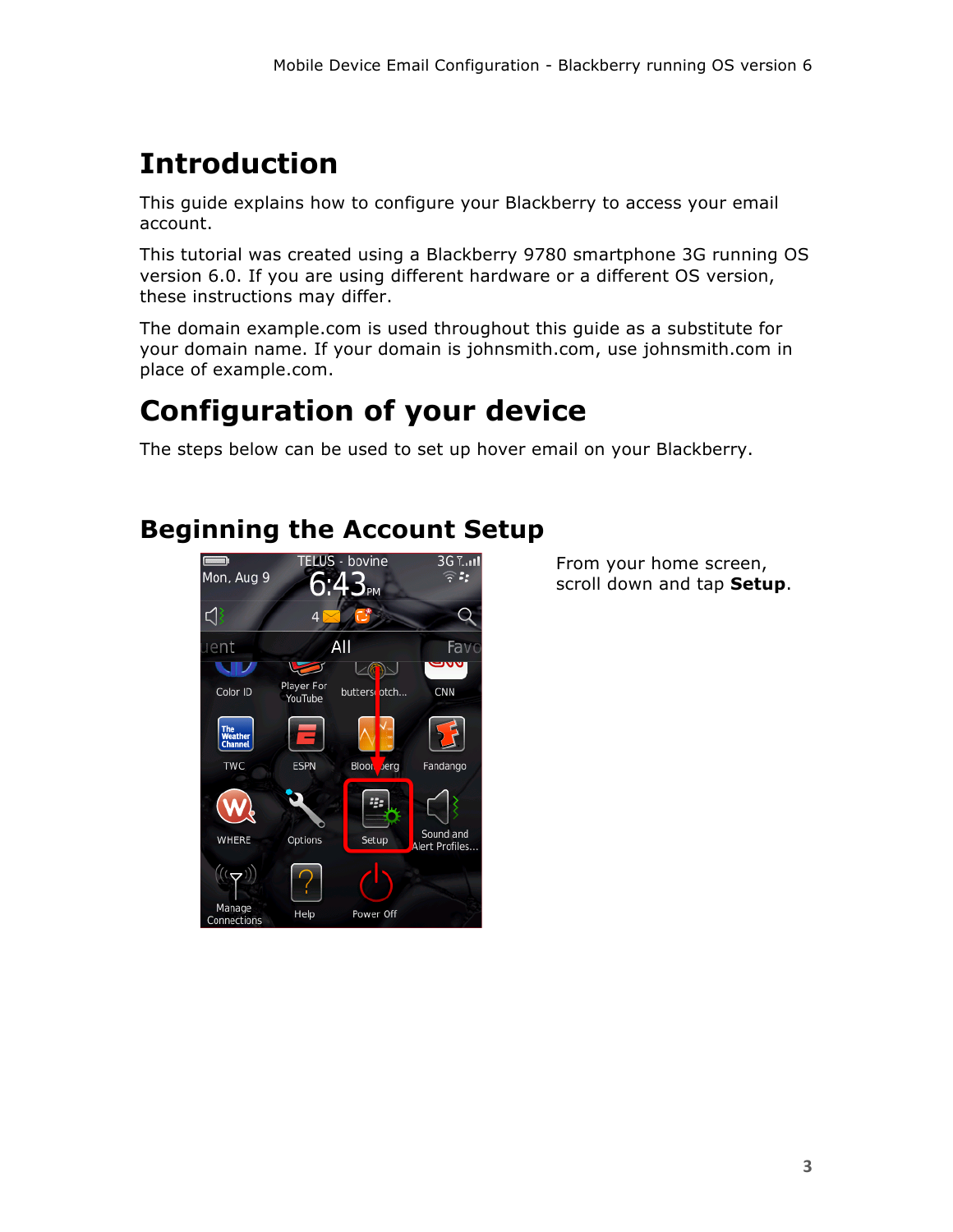# Introduction

This guide explains how to configure your Blackberry to access your email account.

This tutorial was created using a Blackberry 9780 smartphone 3G running OS version 6.0. If you are using different hardware or a different OS version, these instructions may differ.

The domain example.com is used throughout this guide as a substitute for your domain name. If your domain is johnsmith.com, use johnsmith.com in place of example.com.

# Configuration of your device

The steps below can be used to set up hover email on your Blackberry.

## Beginning the Account Setup

From your home screen, scroll down and tap **Setup**.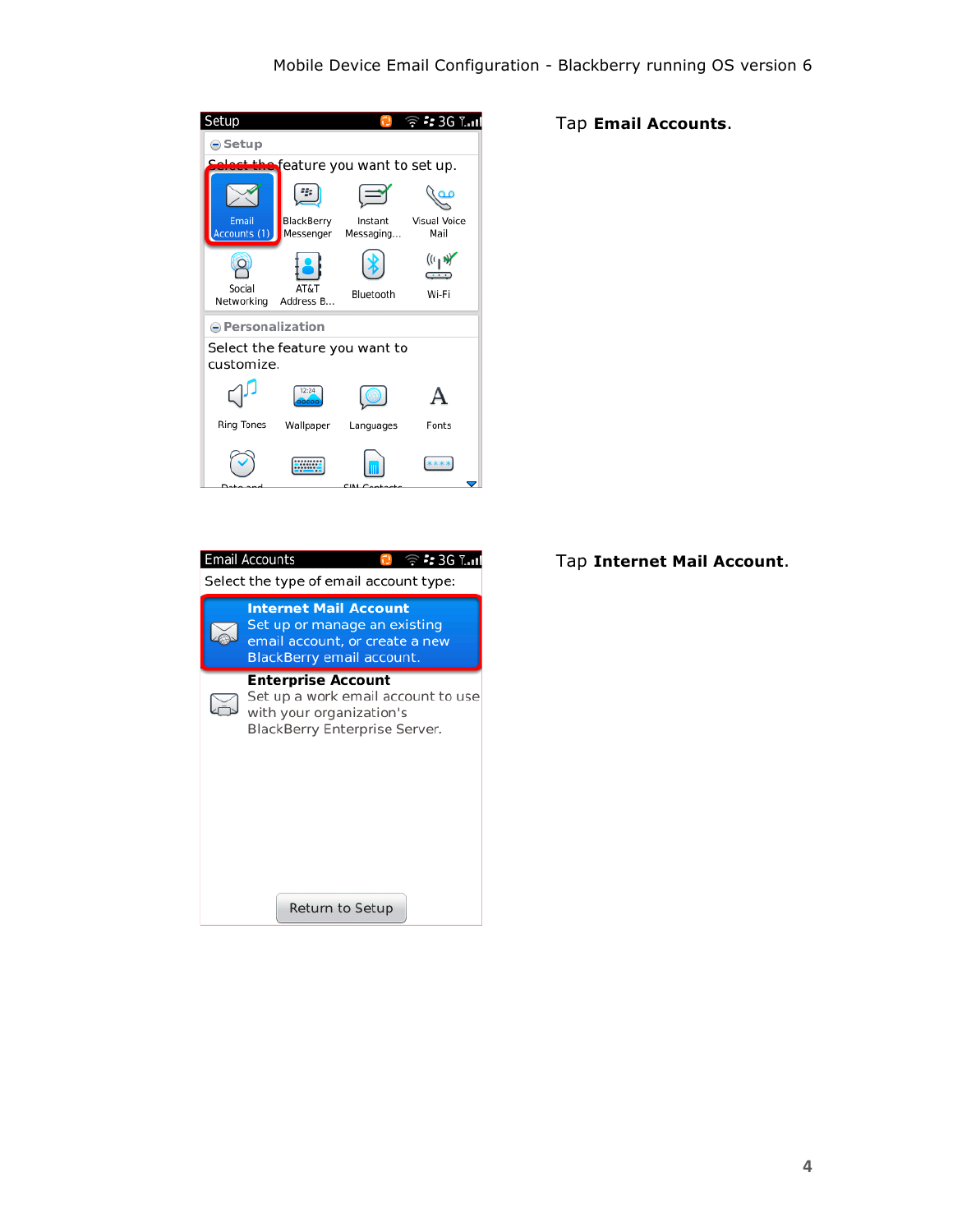Tap **Email Accounts**.

Tap **Internet Mail Account**.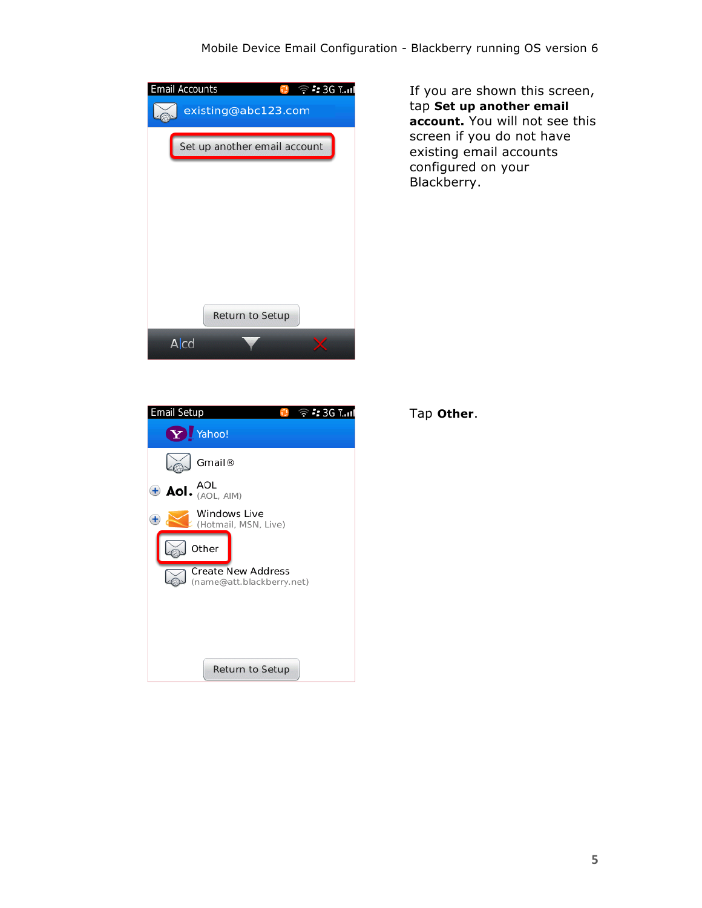If you are shown this screen, tap **Set up another email account.** You will not see this screen if you do not have existing email accounts configured on your Blackberry.

Tap **Other**.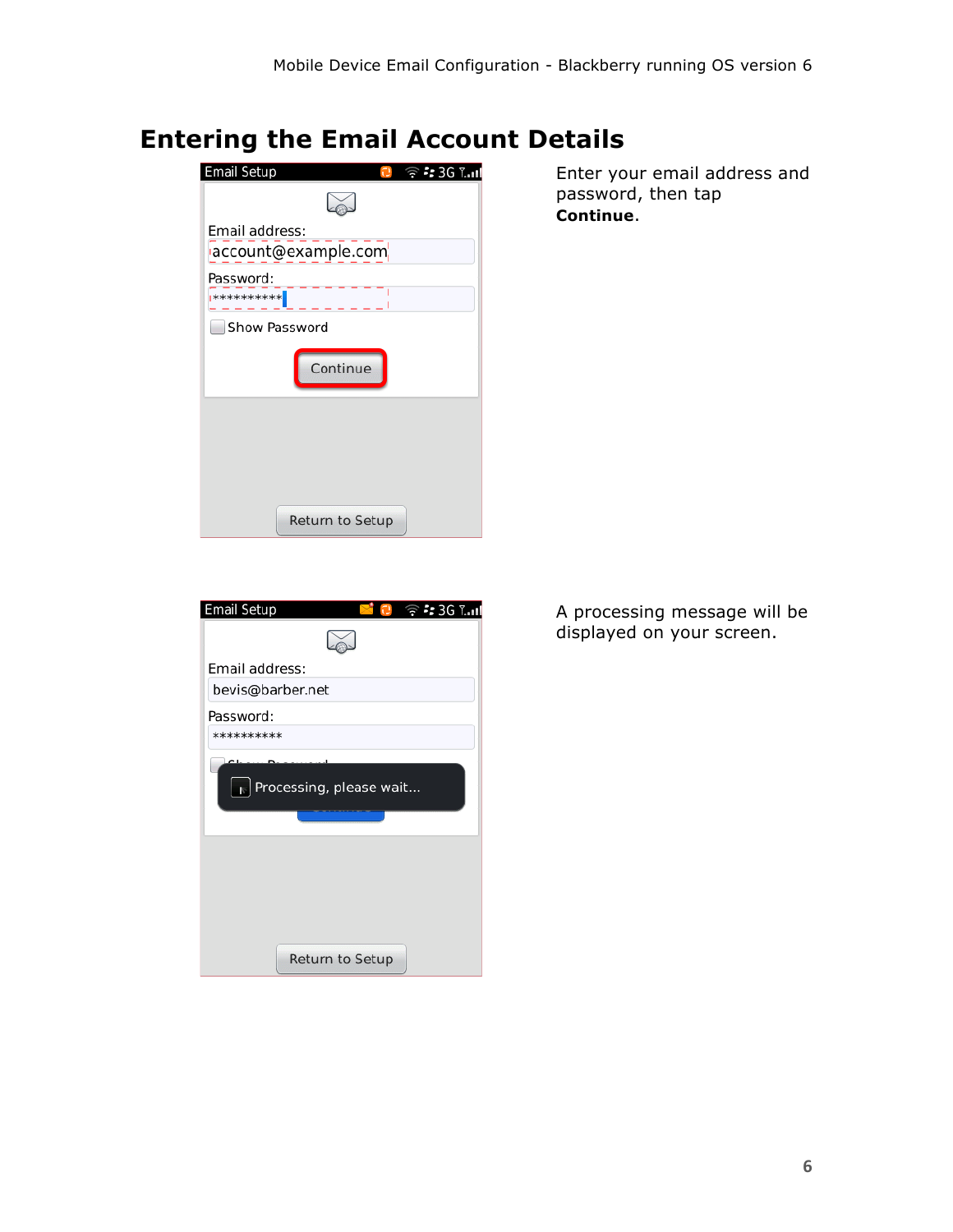# Entering the Email Account Details

Enter your email address and password, then tap **Continue**.

A processing message will be displayed on your screen.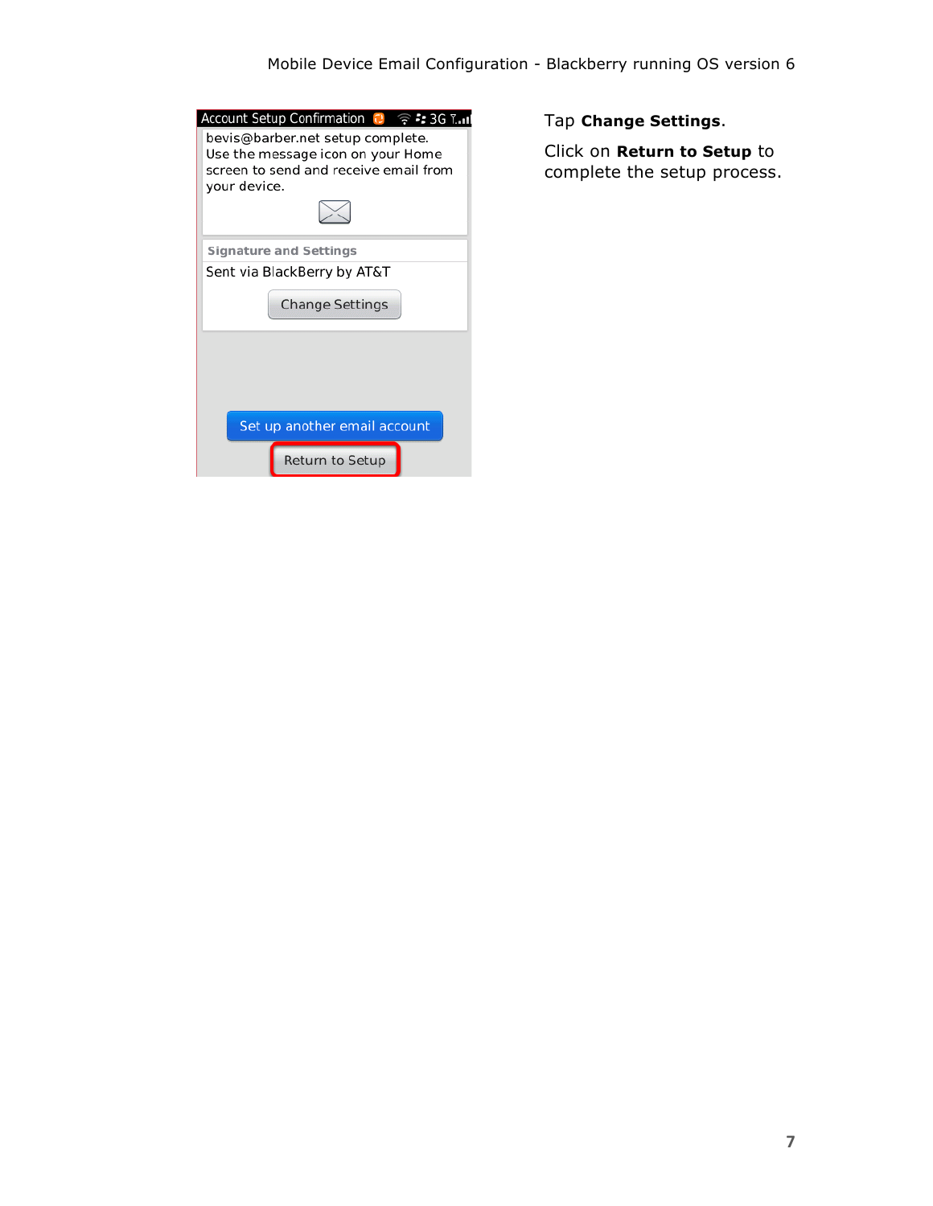Tap **Change Settings**.

Click on **Return to Setup** to complete the setup process.